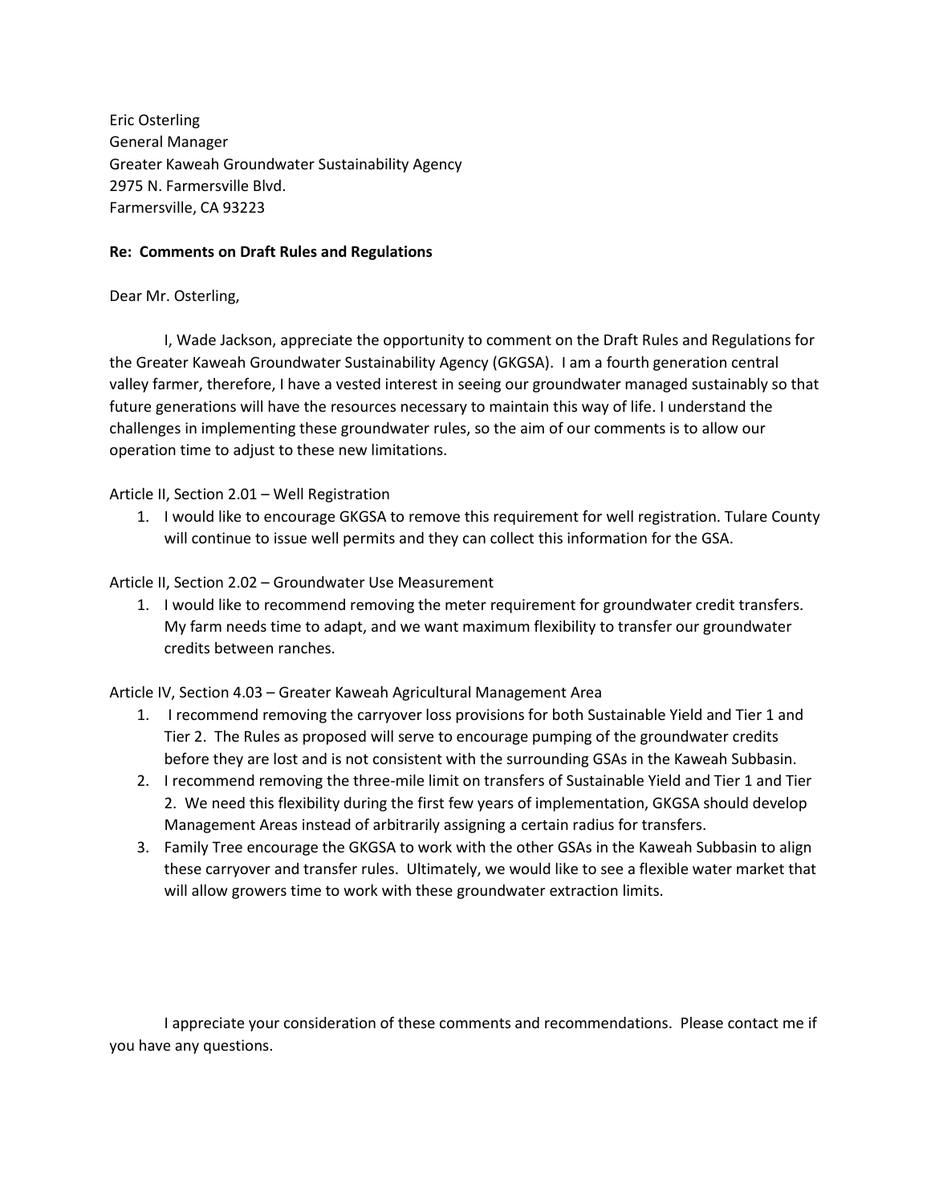Eric Osterling
General Manager
Greater Kaweah Groundwater Sustainability Agency
2975 N. Farmersville Blvd.
Farmersville, CA 93223

**Re: Comments on Draft Rules and Regulations**

Dear Mr. Osterling,

I, Wade Jackson, appreciate the opportunity to comment on the Draft Rules and Regulations for the Greater Kaweah Groundwater Sustainability Agency (GKGSA). I am a fourth generation central valley farmer, therefore, I have a vested interest in seeing our groundwater managed sustainably so that future generations will have the resources necessary to maintain this way of life. I understand the challenges in implementing these groundwater rules, so the aim of our comments is to allow our operation time to adjust to these new limitations.

Article II, Section 2.01 – Well Registration

1. I would like to encourage GKGSA to remove this requirement for well registration. Tulare County will continue to issue well permits and they can collect this information for the GSA.

Article II, Section 2.02 – Groundwater Use Measurement

1. I would like to recommend removing the meter requirement for groundwater credit transfers. My farm needs time to adapt, and we want maximum flexibility to transfer our groundwater credits between ranches.

Article IV, Section 4.03 – Greater Kaweah Agricultural Management Area

1. I recommend removing the carryover loss provisions for both Sustainable Yield and Tier 1 and Tier 2. The Rules as proposed will serve to encourage pumping of the groundwater credits before they are lost and is not consistent with the surrounding GSAs in the Kaweah Subbasin.
2. I recommend removing the three-mile limit on transfers of Sustainable Yield and Tier 1 and Tier 2. We need this flexibility during the first few years of implementation, GKGSA should develop Management Areas instead of arbitrarily assigning a certain radius for transfers.
3. Family Tree encourage the GKGSA to work with the other GSAs in the Kaweah Subbasin to align these carryover and transfer rules. Ultimately, we would like to see a flexible water market that will allow growers time to work with these groundwater extraction limits.

I appreciate your consideration of these comments and recommendations. Please contact me if you have any questions.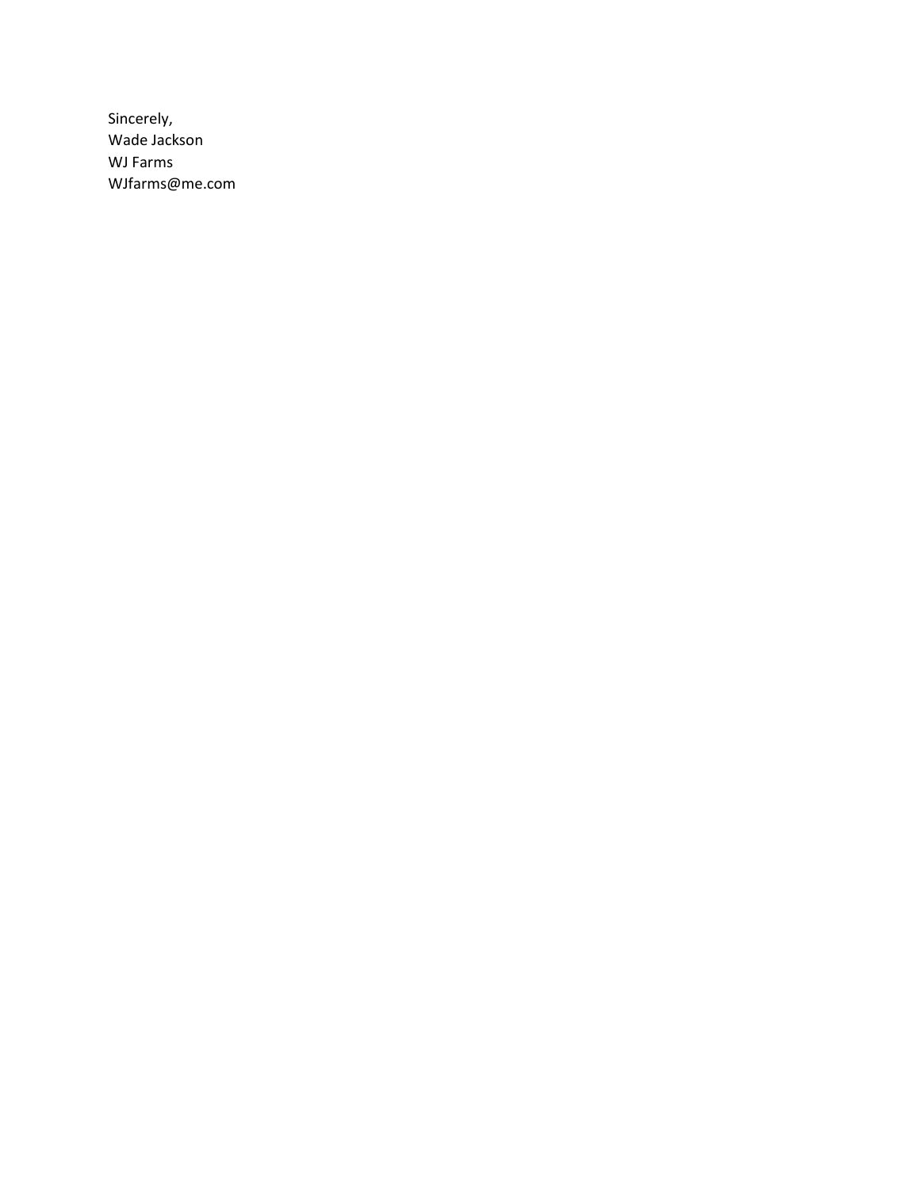Sincerely,  
Wade Jackson  
WJ Farms  
WJfarms@me.com